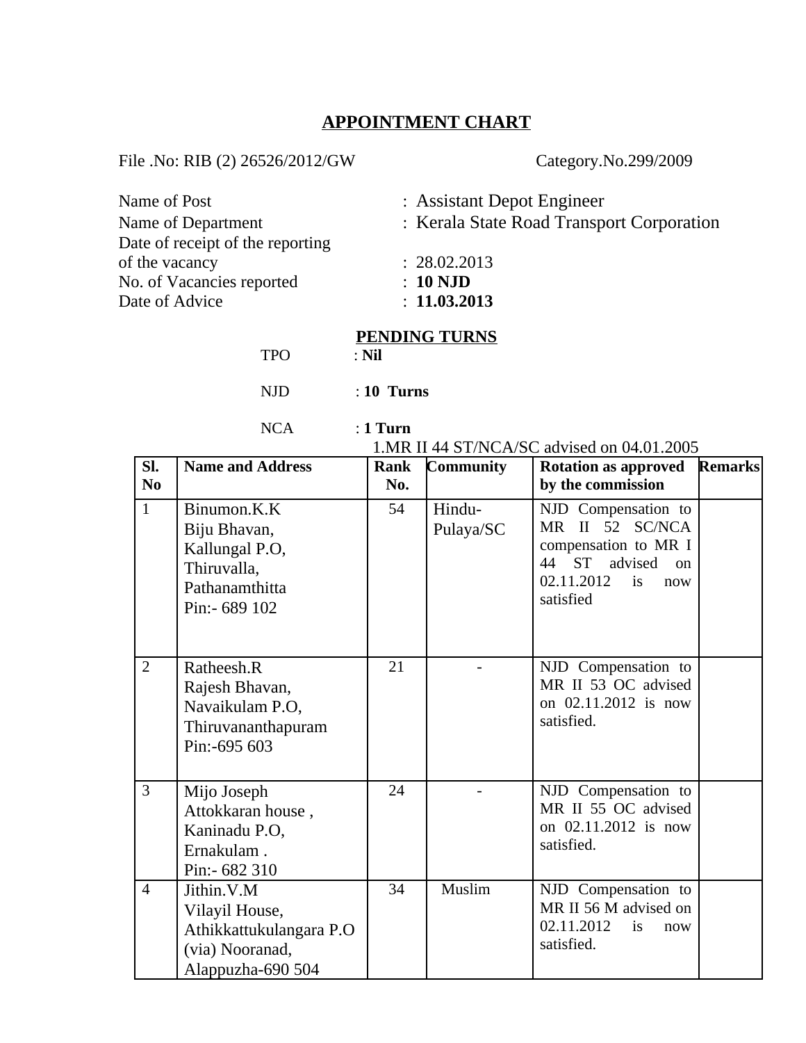# APPOINTMENT CHART

File .No: RIB (2) 26526/2012/GW Category.No.299/2009

Name of Post : Assistant Depot Engineer
Name of Department : Kerala State Road Transport Corporation
Date of receipt of the reporting of the vacancy : 28.02.2013
No. of Vacancies reported : **10 NJD**
Date of Advice : **11.03.2013**

## PENDING TURNS

TPO : **Nil**

NJD : **10 Turns**

NCA : **1 Turn**

1.MR II 44 ST/NCA/SC advised on 04.01.2005

| Sl. No | Name and Address | Rank No. | Community | Rotation as approved by the commission | Remarks |
|---|---|---|---|---|---|
| 1 | Binumon.K.K<br>Biju Bhavan,<br>Kallungal P.O,<br>Thiruvalla,<br>Pathanamthitta<br>Pin:- 689 102 | 54 | Hindu-Pulaya/SC | NJD Compensation to MR II 52 SC/NCA compensation to MR I 44 ST advised on 02.11.2012 is now satisfied | |
| 2 | Ratheesh.R<br>Rajesh Bhavan,<br>Navaikulam P.O,<br>Thiruvananthapuram<br>Pin:-695 603 | 21 | - | NJD Compensation to MR II 53 OC advised on 02.11.2012 is now satisfied. | |
| 3 | Mijo Joseph<br>Attokkaran house ,<br>Kaninadu P.O,<br>Ernakulam .<br>Pin:- 682 310 | 24 | - | NJD Compensation to MR II 55 OC advised on 02.11.2012 is now satisfied. | |
| 4 | Jithin.V.M<br>Vilayil House,<br>Athikkattukulangara P.O<br>(via) Nooranad,<br>Alappuzha-690 504 | 34 | Muslim | NJD Compensation to MR II 56 M advised on 02.11.2012 is now satisfied. | |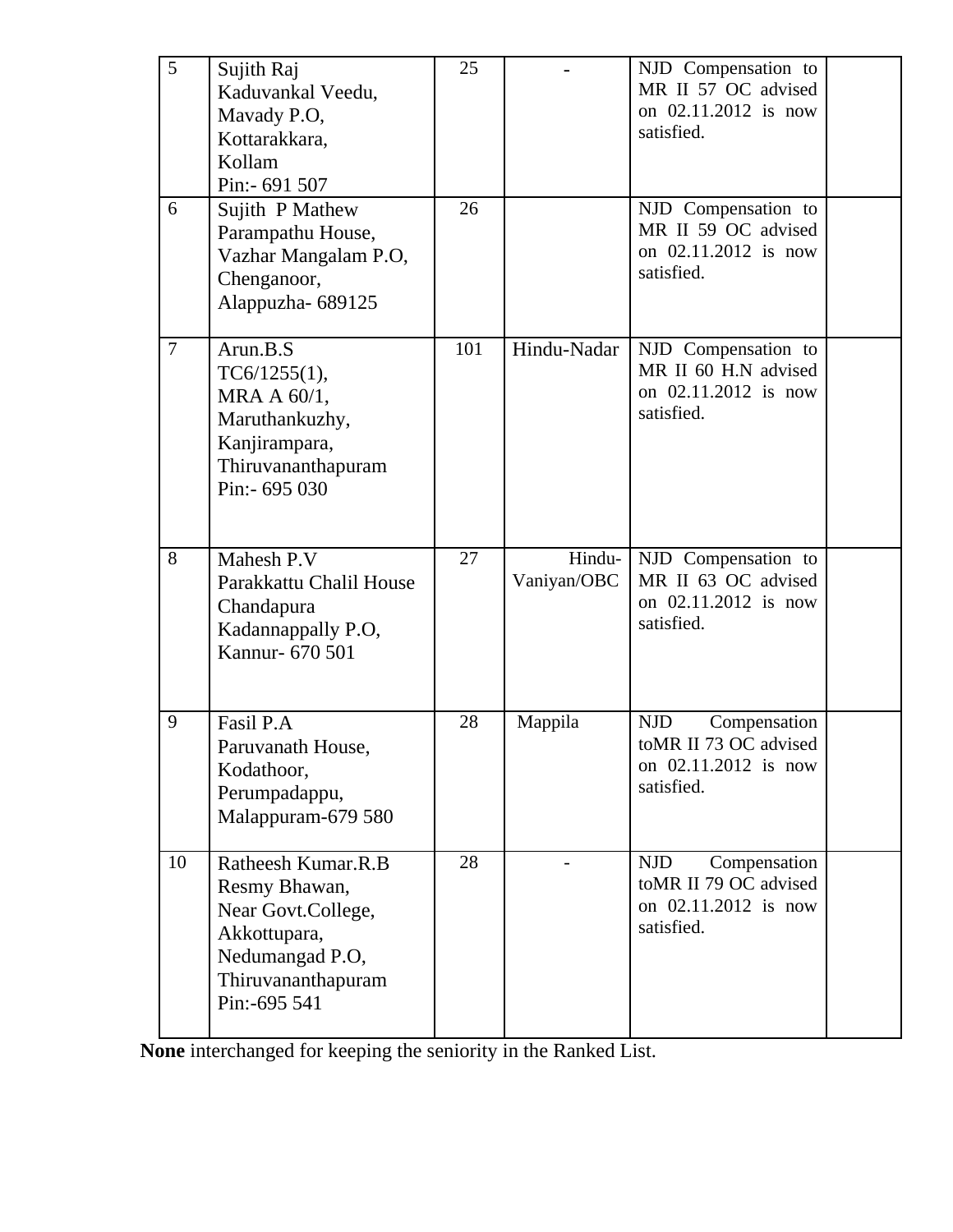| | | | | | |
|---|---|---|---|---|---|
| 5 | Sujith Raj<br>Kaduvankal Veedu,<br>Mavady P.O,<br>Kottarakkara,<br>Kollam<br>Pin:- 691 507 | 25 | - | NJD Compensation to MR II 57 OC advised on 02.11.2012 is now satisfied. | |
| 6 | Sujith P Mathew<br>Parampathu House,<br>Vazhar Mangalam P.O,<br>Chenganoor,<br>Alappuzha- 689125 | 26 | | NJD Compensation to MR II 59 OC advised on 02.11.2012 is now satisfied. | |
| 7 | Arun.B.S<br>TC6/1255(1),<br>MRA A 60/1,<br>Maruthankuzhy,<br>Kanjirampara,<br>Thiruvananthapuram<br>Pin:- 695 030 | 101 | Hindu-Nadar | NJD Compensation to MR II 60 H.N advised on 02.11.2012 is now satisfied. | |
| 8 | Mahesh P.V<br>Parakkattu Chalil House<br>Chandapura<br>Kadannappally P.O,<br>Kannur- 670 501 | 27 | Hindu-Vaniyan/OBC | NJD Compensation to MR II 63 OC advised on 02.11.2012 is now satisfied. | |
| 9 | Fasil P.A<br>Paruvanath House,<br>Kodathoor,<br>Perumpadappu,<br>Malappuram-679 580 | 28 | Mappila | NJD Compensation toMR II 73 OC advised on 02.11.2012 is now satisfied. | |
| 10 | Ratheesh Kumar.R.B<br>Resmy Bhawan,<br>Near Govt.College,<br>Akkottupara,<br>Nedumangad P.O,<br>Thiruvananthapuram<br>Pin:-695 541 | 28 | - | NJD Compensation toMR II 79 OC advised on 02.11.2012 is now satisfied. | |

**None** interchanged for keeping the seniority in the Ranked List.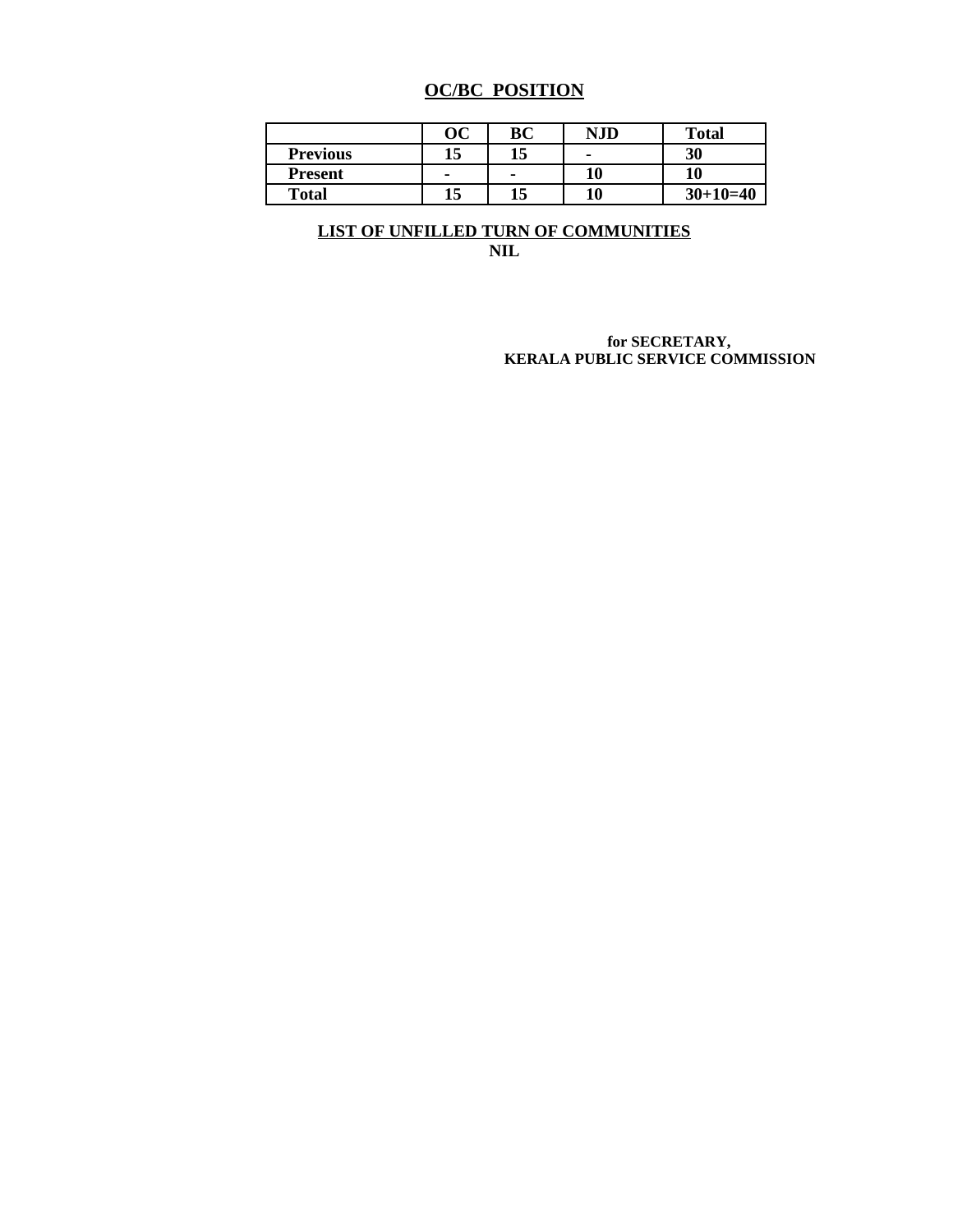## OC/BC POSITION

| | OC | BC | NJD | Total |
|---|---|---|---|---|
| **Previous** | **15** | **15** | **-** | **30** |
| **Present** | **-** | **-** | **10** | **10** |
| **Total** | **15** | **15** | **10** | **30+10=40** |

**LIST OF UNFILLED TURN OF COMMUNITIES**

**NIL**

**for SECRETARY,**
**KERALA PUBLIC SERVICE COMMISSION**